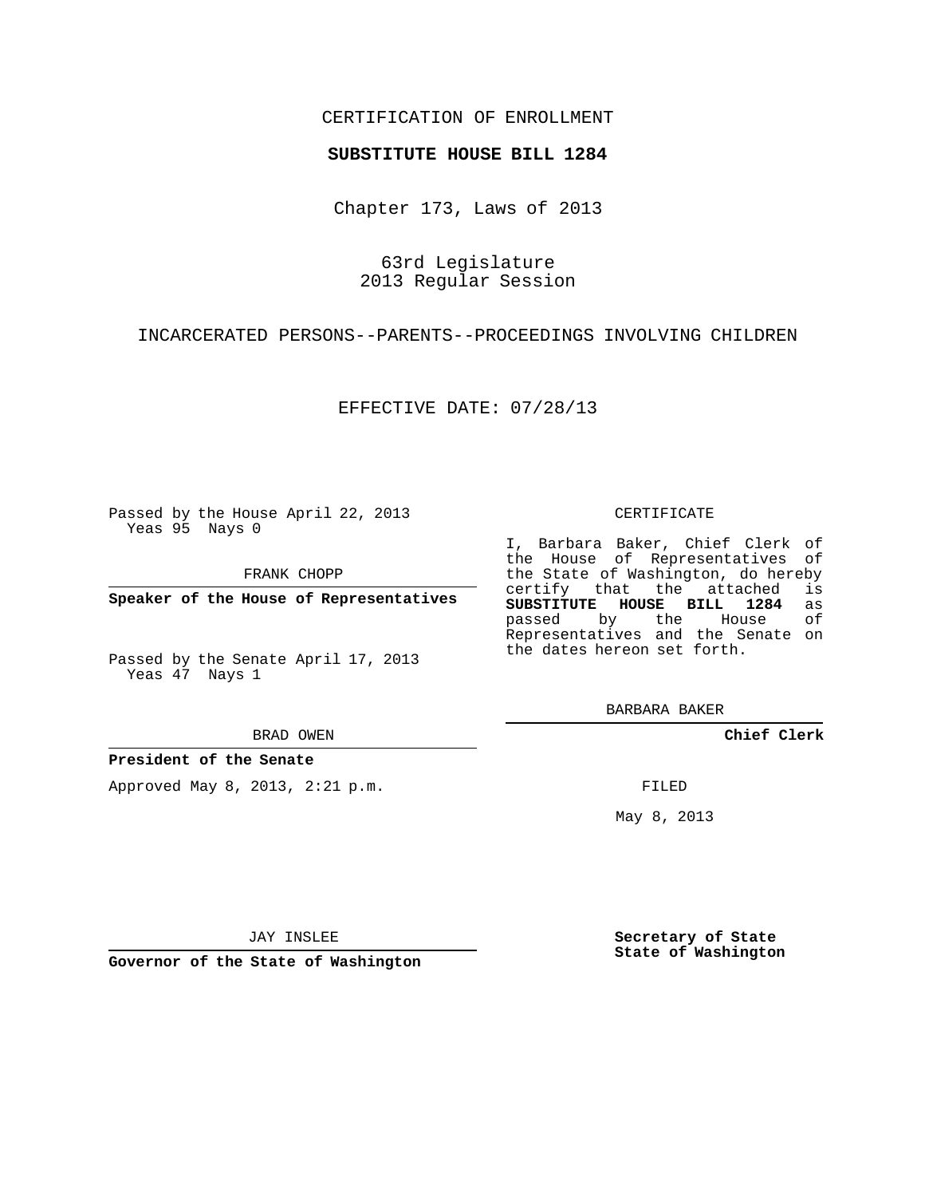CERTIFICATION OF ENROLLMENT

**SUBSTITUTE HOUSE BILL 1284**

Chapter 173, Laws of 2013

63rd Legislature
2013 Regular Session

INCARCERATED PERSONS--PARENTS--PROCEEDINGS INVOLVING CHILDREN

EFFECTIVE DATE: 07/28/13

Passed by the House April 22, 2013
Yeas 95 Nays 0

FRANK CHOPP

**Speaker of the House of Representatives**

Passed by the Senate April 17, 2013
Yeas 47 Nays 1

BRAD OWEN

**President of the Senate**

Approved May 8, 2013, 2:21 p.m.

JAY INSLEE

**Governor of the State of Washington**

CERTIFICATE

I, Barbara Baker, Chief Clerk of the House of Representatives of the State of Washington, do hereby certify that the attached is **SUBSTITUTE HOUSE BILL 1284** as passed by the House of Representatives and the Senate on the dates hereon set forth.

BARBARA BAKER

**Chief Clerk**

FILED

May 8, 2013

**Secretary of State**
**State of Washington**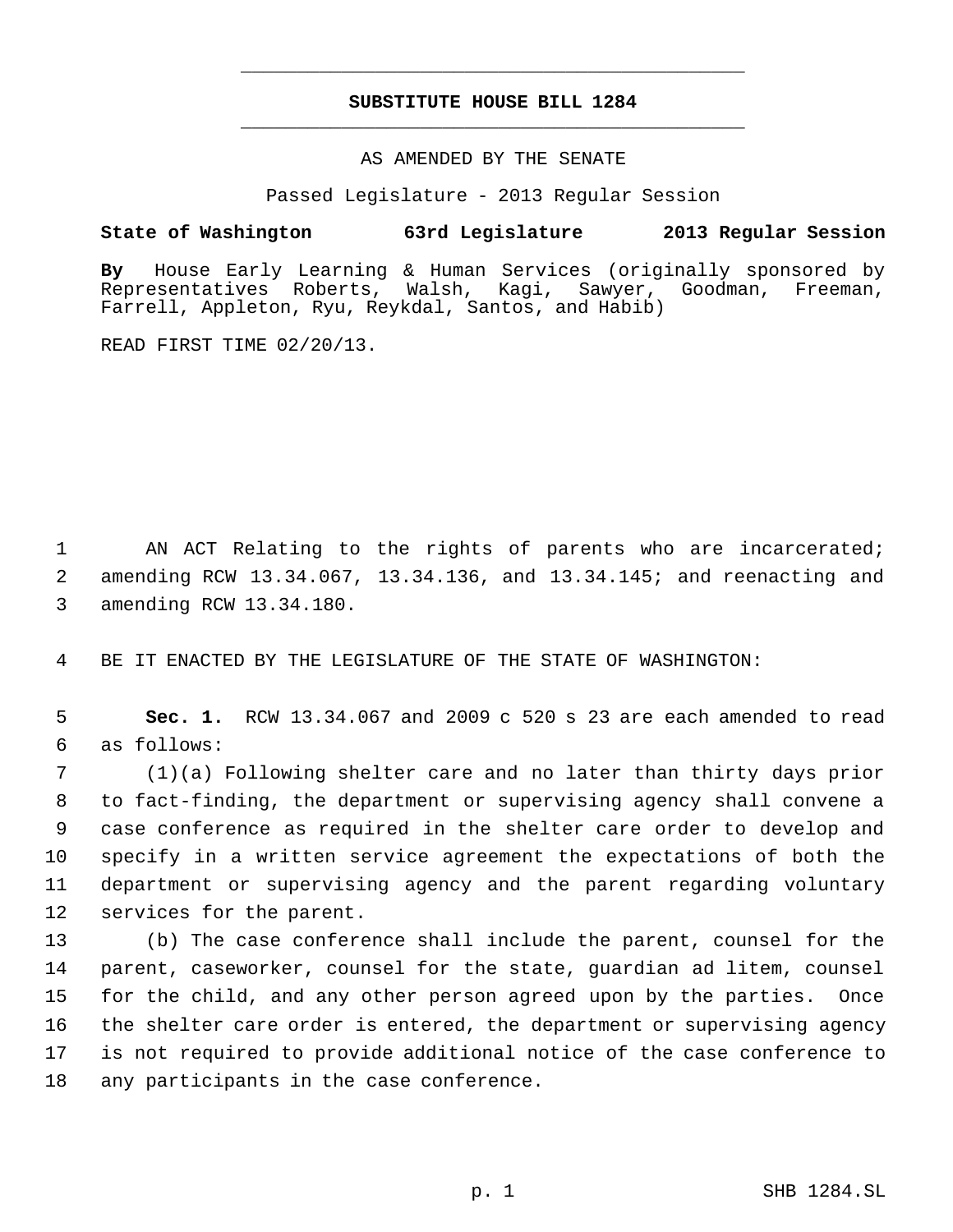# SUBSTITUTE HOUSE BILL 1284

AS AMENDED BY THE SENATE

Passed Legislature - 2013 Regular Session

**State of Washington 63rd Legislature 2013 Regular Session**

**By** House Early Learning & Human Services (originally sponsored by Representatives Roberts, Walsh, Kagi, Sawyer, Goodman, Freeman, Farrell, Appleton, Ryu, Reykdal, Santos, and Habib)

READ FIRST TIME 02/20/13.

AN ACT Relating to the rights of parents who are incarcerated; amending RCW 13.34.067, 13.34.136, and 13.34.145; and reenacting and amending RCW 13.34.180.

BE IT ENACTED BY THE LEGISLATURE OF THE STATE OF WASHINGTON:

**Sec. 1.** RCW 13.34.067 and 2009 c 520 s 23 are each amended to read as follows:

(1)(a) Following shelter care and no later than thirty days prior to fact-finding, the department or supervising agency shall convene a case conference as required in the shelter care order to develop and specify in a written service agreement the expectations of both the department or supervising agency and the parent regarding voluntary services for the parent.

(b) The case conference shall include the parent, counsel for the parent, caseworker, counsel for the state, guardian ad litem, counsel for the child, and any other person agreed upon by the parties. Once the shelter care order is entered, the department or supervising agency is not required to provide additional notice of the case conference to any participants in the case conference.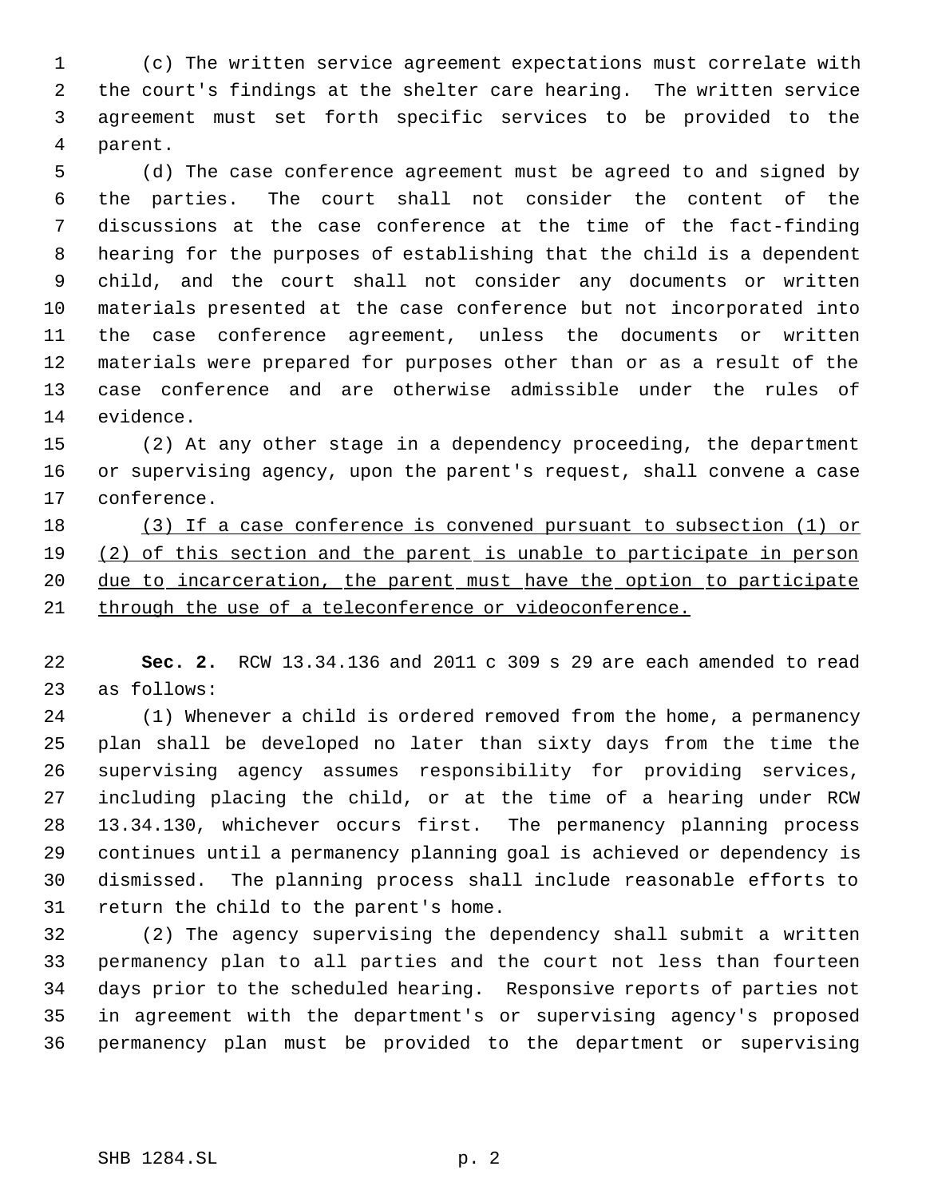(c) The written service agreement expectations must correlate with the court's findings at the shelter care hearing. The written service agreement must set forth specific services to be provided to the parent.

(d) The case conference agreement must be agreed to and signed by the parties. The court shall not consider the content of the discussions at the case conference at the time of the fact-finding hearing for the purposes of establishing that the child is a dependent child, and the court shall not consider any documents or written materials presented at the case conference but not incorporated into the case conference agreement, unless the documents or written materials were prepared for purposes other than or as a result of the case conference and are otherwise admissible under the rules of evidence.

(2) At any other stage in a dependency proceeding, the department or supervising agency, upon the parent's request, shall convene a case conference.

<u>(3) If a case conference is convened pursuant to subsection (1) or (2) of this section and the parent is unable to participate in person due to incarceration, the parent must have the option to participate through the use of a teleconference or videoconference.</u>

**Sec. 2.** RCW 13.34.136 and 2011 c 309 s 29 are each amended to read as follows:

(1) Whenever a child is ordered removed from the home, a permanency plan shall be developed no later than sixty days from the time the supervising agency assumes responsibility for providing services, including placing the child, or at the time of a hearing under RCW 13.34.130, whichever occurs first. The permanency planning process continues until a permanency planning goal is achieved or dependency is dismissed. The planning process shall include reasonable efforts to return the child to the parent's home.

(2) The agency supervising the dependency shall submit a written permanency plan to all parties and the court not less than fourteen days prior to the scheduled hearing. Responsive reports of parties not in agreement with the department's or supervising agency's proposed permanency plan must be provided to the department or supervising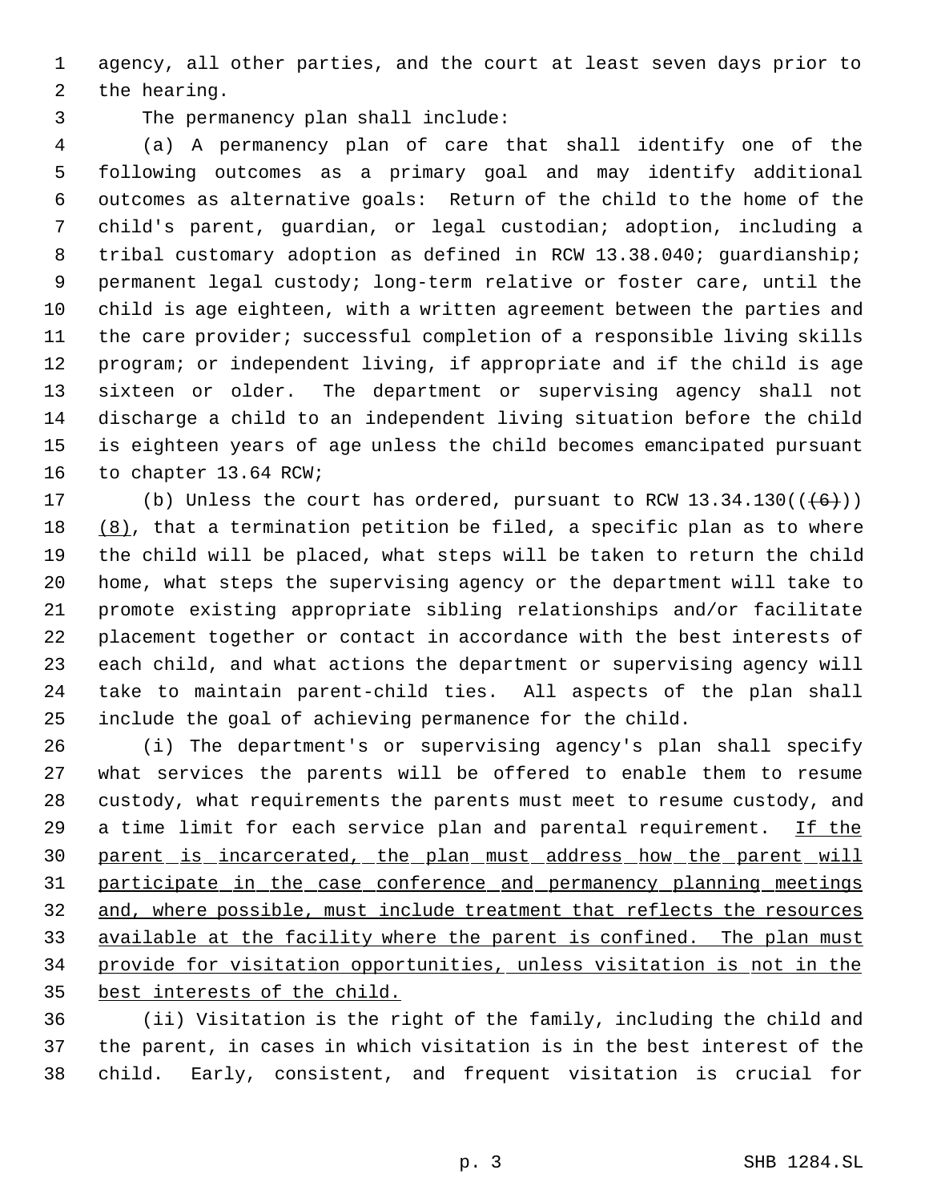agency, all other parties, and the court at least seven days prior to the hearing.

The permanency plan shall include:

(a) A permanency plan of care that shall identify one of the following outcomes as a primary goal and may identify additional outcomes as alternative goals: Return of the child to the home of the child's parent, guardian, or legal custodian; adoption, including a tribal customary adoption as defined in RCW 13.38.040; guardianship; permanent legal custody; long-term relative or foster care, until the child is age eighteen, with a written agreement between the parties and the care provider; successful completion of a responsible living skills program; or independent living, if appropriate and if the child is age sixteen or older. The department or supervising agency shall not discharge a child to an independent living situation before the child is eighteen years of age unless the child becomes emancipated pursuant to chapter 13.64 RCW;

(b) Unless the court has ordered, pursuant to RCW 13.34.130((~~(6)~~)) <u>(8)</u>, that a termination petition be filed, a specific plan as to where the child will be placed, what steps will be taken to return the child home, what steps the supervising agency or the department will take to promote existing appropriate sibling relationships and/or facilitate placement together or contact in accordance with the best interests of each child, and what actions the department or supervising agency will take to maintain parent-child ties. All aspects of the plan shall include the goal of achieving permanence for the child.

(i) The department's or supervising agency's plan shall specify what services the parents will be offered to enable them to resume custody, what requirements the parents must meet to resume custody, and a time limit for each service plan and parental requirement. <u>If the parent is incarcerated, the plan must address how the parent will participate in the case conference and permanency planning meetings and, where possible, must include treatment that reflects the resources available at the facility where the parent is confined. The plan must provide for visitation opportunities, unless visitation is not in the best interests of the child.</u>

(ii) Visitation is the right of the family, including the child and the parent, in cases in which visitation is in the best interest of the child. Early, consistent, and frequent visitation is crucial for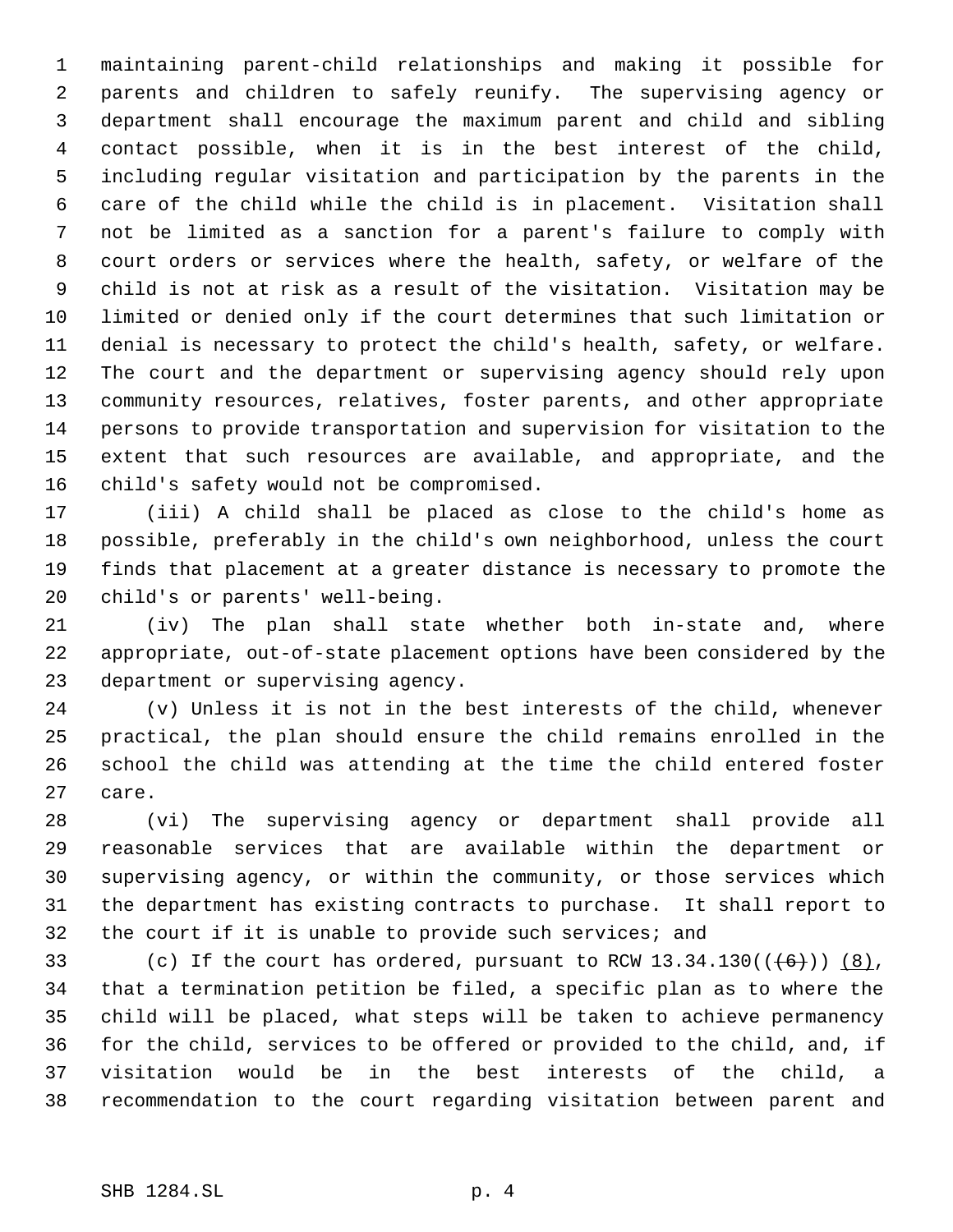maintaining parent-child relationships and making it possible for parents and children to safely reunify. The supervising agency or department shall encourage the maximum parent and child and sibling contact possible, when it is in the best interest of the child, including regular visitation and participation by the parents in the care of the child while the child is in placement. Visitation shall not be limited as a sanction for a parent's failure to comply with court orders or services where the health, safety, or welfare of the child is not at risk as a result of the visitation. Visitation may be limited or denied only if the court determines that such limitation or denial is necessary to protect the child's health, safety, or welfare. The court and the department or supervising agency should rely upon community resources, relatives, foster parents, and other appropriate persons to provide transportation and supervision for visitation to the extent that such resources are available, and appropriate, and the child's safety would not be compromised.

(iii) A child shall be placed as close to the child's home as possible, preferably in the child's own neighborhood, unless the court finds that placement at a greater distance is necessary to promote the child's or parents' well-being.

(iv) The plan shall state whether both in-state and, where appropriate, out-of-state placement options have been considered by the department or supervising agency.

(v) Unless it is not in the best interests of the child, whenever practical, the plan should ensure the child remains enrolled in the school the child was attending at the time the child entered foster care.

(vi) The supervising agency or department shall provide all reasonable services that are available within the department or supervising agency, or within the community, or those services which the department has existing contracts to purchase. It shall report to the court if it is unable to provide such services; and

(c) If the court has ordered, pursuant to RCW 13.34.130((~~(6)~~)) (8), that a termination petition be filed, a specific plan as to where the child will be placed, what steps will be taken to achieve permanency for the child, services to be offered or provided to the child, and, if visitation would be in the best interests of the child, a recommendation to the court regarding visitation between parent and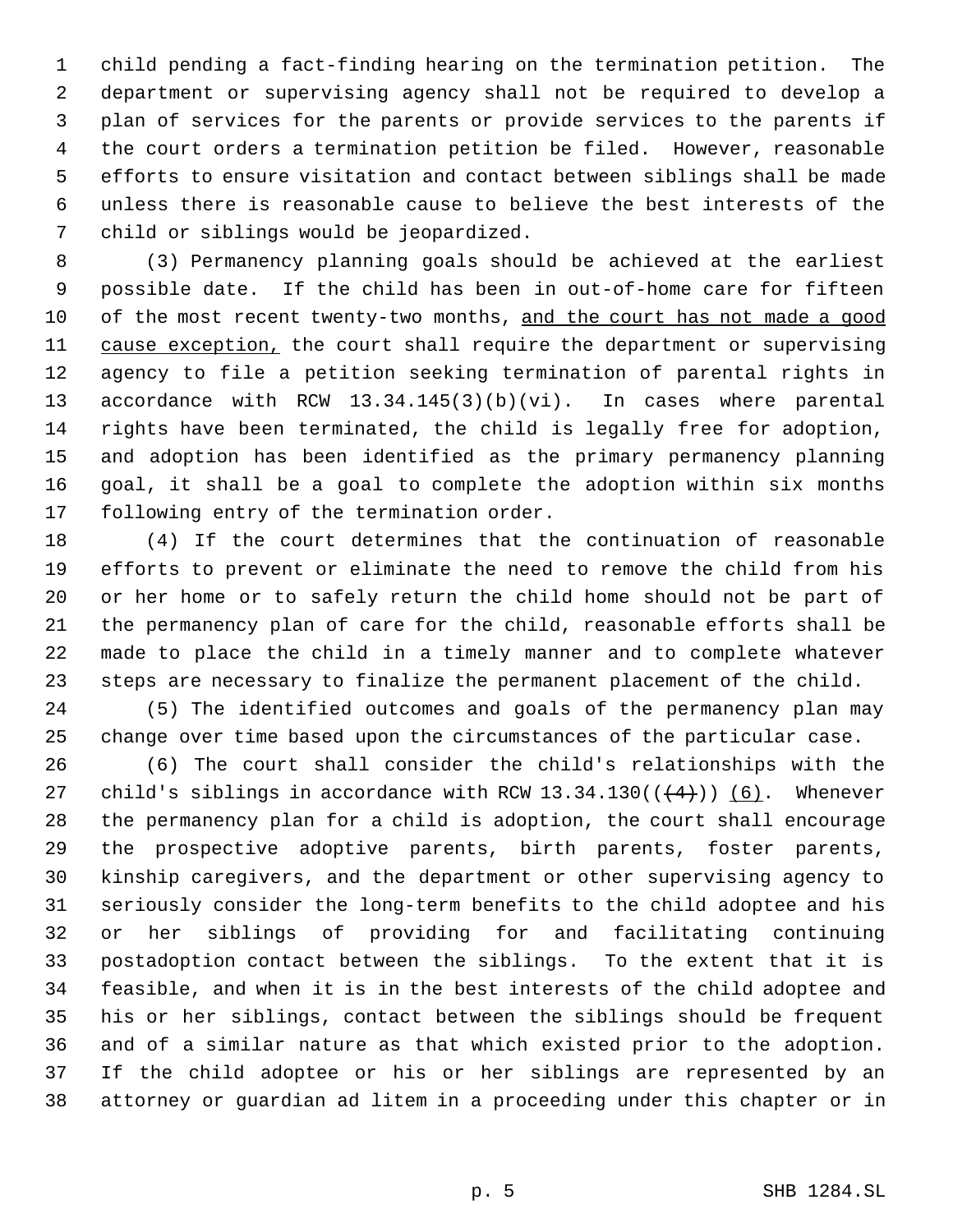child pending a fact-finding hearing on the termination petition. The department or supervising agency shall not be required to develop a plan of services for the parents or provide services to the parents if the court orders a termination petition be filed. However, reasonable efforts to ensure visitation and contact between siblings shall be made unless there is reasonable cause to believe the best interests of the child or siblings would be jeopardized.

(3) Permanency planning goals should be achieved at the earliest possible date. If the child has been in out-of-home care for fifteen of the most recent twenty-two months, <u>and the court has not made a good cause exception,</u> the court shall require the department or supervising agency to file a petition seeking termination of parental rights in accordance with RCW 13.34.145(3)(b)(vi). In cases where parental rights have been terminated, the child is legally free for adoption, and adoption has been identified as the primary permanency planning goal, it shall be a goal to complete the adoption within six months following entry of the termination order.

(4) If the court determines that the continuation of reasonable efforts to prevent or eliminate the need to remove the child from his or her home or to safely return the child home should not be part of the permanency plan of care for the child, reasonable efforts shall be made to place the child in a timely manner and to complete whatever steps are necessary to finalize the permanent placement of the child.

(5) The identified outcomes and goals of the permanency plan may change over time based upon the circumstances of the particular case.

(6) The court shall consider the child's relationships with the child's siblings in accordance with RCW 13.34.130((~~(4)~~)) <u>(6)</u>. Whenever the permanency plan for a child is adoption, the court shall encourage the prospective adoptive parents, birth parents, foster parents, kinship caregivers, and the department or other supervising agency to seriously consider the long-term benefits to the child adoptee and his or her siblings of providing for and facilitating continuing postadoption contact between the siblings. To the extent that it is feasible, and when it is in the best interests of the child adoptee and his or her siblings, contact between the siblings should be frequent and of a similar nature as that which existed prior to the adoption. If the child adoptee or his or her siblings are represented by an attorney or guardian ad litem in a proceeding under this chapter or in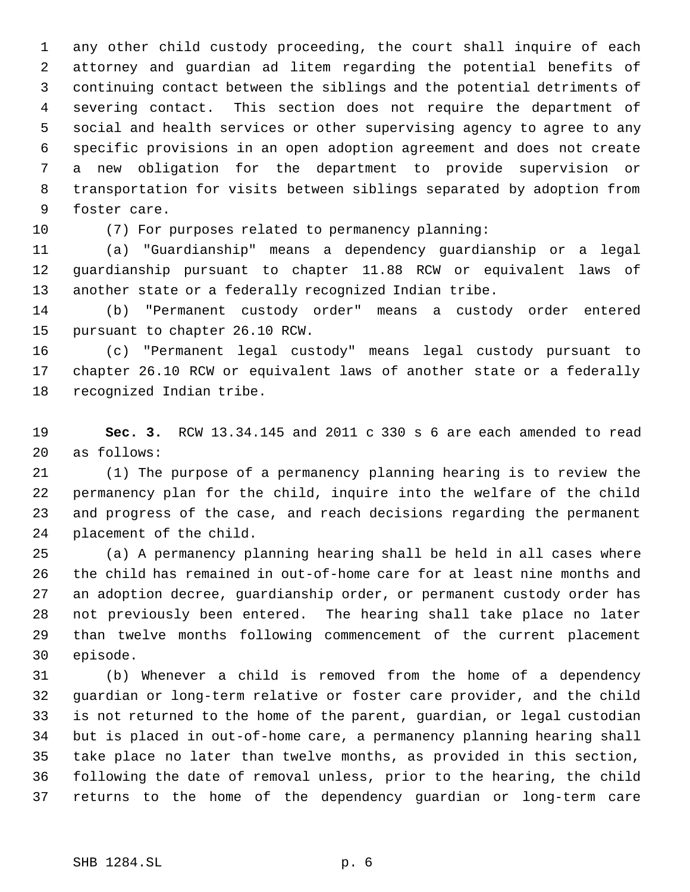any other child custody proceeding, the court shall inquire of each attorney and guardian ad litem regarding the potential benefits of continuing contact between the siblings and the potential detriments of severing contact. This section does not require the department of social and health services or other supervising agency to agree to any specific provisions in an open adoption agreement and does not create a new obligation for the department to provide supervision or transportation for visits between siblings separated by adoption from foster care.

(7) For purposes related to permanency planning:

(a) "Guardianship" means a dependency guardianship or a legal guardianship pursuant to chapter 11.88 RCW or equivalent laws of another state or a federally recognized Indian tribe.

(b) "Permanent custody order" means a custody order entered pursuant to chapter 26.10 RCW.

(c) "Permanent legal custody" means legal custody pursuant to chapter 26.10 RCW or equivalent laws of another state or a federally recognized Indian tribe.

**Sec. 3.** RCW 13.34.145 and 2011 c 330 s 6 are each amended to read as follows:

(1) The purpose of a permanency planning hearing is to review the permanency plan for the child, inquire into the welfare of the child and progress of the case, and reach decisions regarding the permanent placement of the child.

(a) A permanency planning hearing shall be held in all cases where the child has remained in out-of-home care for at least nine months and an adoption decree, guardianship order, or permanent custody order has not previously been entered. The hearing shall take place no later than twelve months following commencement of the current placement episode.

(b) Whenever a child is removed from the home of a dependency guardian or long-term relative or foster care provider, and the child is not returned to the home of the parent, guardian, or legal custodian but is placed in out-of-home care, a permanency planning hearing shall take place no later than twelve months, as provided in this section, following the date of removal unless, prior to the hearing, the child returns to the home of the dependency guardian or long-term care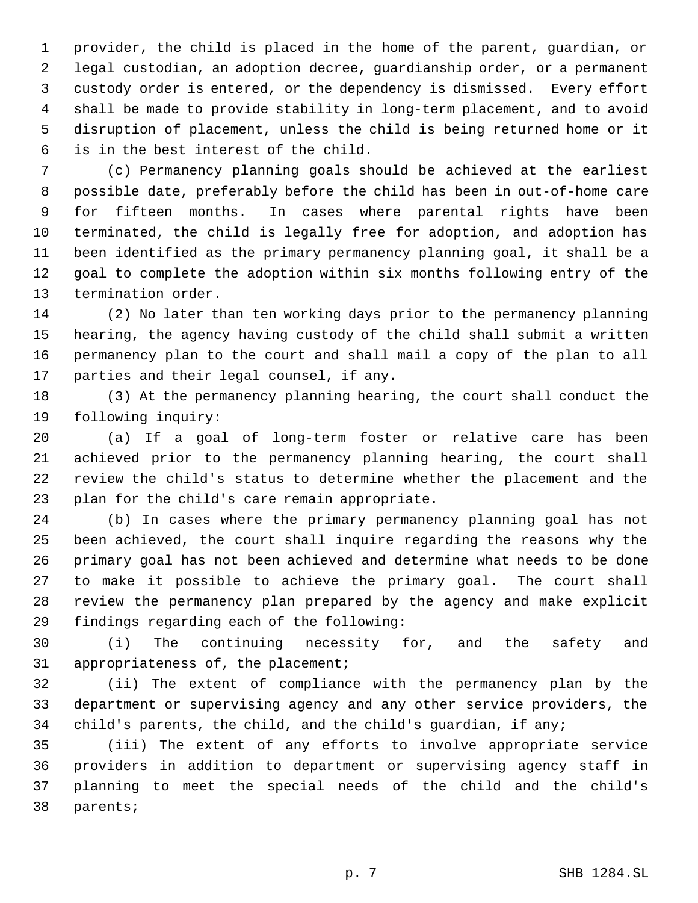provider, the child is placed in the home of the parent, guardian, or legal custodian, an adoption decree, guardianship order, or a permanent custody order is entered, or the dependency is dismissed. Every effort shall be made to provide stability in long-term placement, and to avoid disruption of placement, unless the child is being returned home or it is in the best interest of the child.

(c) Permanency planning goals should be achieved at the earliest possible date, preferably before the child has been in out-of-home care for fifteen months. In cases where parental rights have been terminated, the child is legally free for adoption, and adoption has been identified as the primary permanency planning goal, it shall be a goal to complete the adoption within six months following entry of the termination order.

(2) No later than ten working days prior to the permanency planning hearing, the agency having custody of the child shall submit a written permanency plan to the court and shall mail a copy of the plan to all parties and their legal counsel, if any.

(3) At the permanency planning hearing, the court shall conduct the following inquiry:

(a) If a goal of long-term foster or relative care has been achieved prior to the permanency planning hearing, the court shall review the child's status to determine whether the placement and the plan for the child's care remain appropriate.

(b) In cases where the primary permanency planning goal has not been achieved, the court shall inquire regarding the reasons why the primary goal has not been achieved and determine what needs to be done to make it possible to achieve the primary goal. The court shall review the permanency plan prepared by the agency and make explicit findings regarding each of the following:

(i) The continuing necessity for, and the safety and appropriateness of, the placement;

(ii) The extent of compliance with the permanency plan by the department or supervising agency and any other service providers, the child's parents, the child, and the child's guardian, if any;

(iii) The extent of any efforts to involve appropriate service providers in addition to department or supervising agency staff in planning to meet the special needs of the child and the child's parents;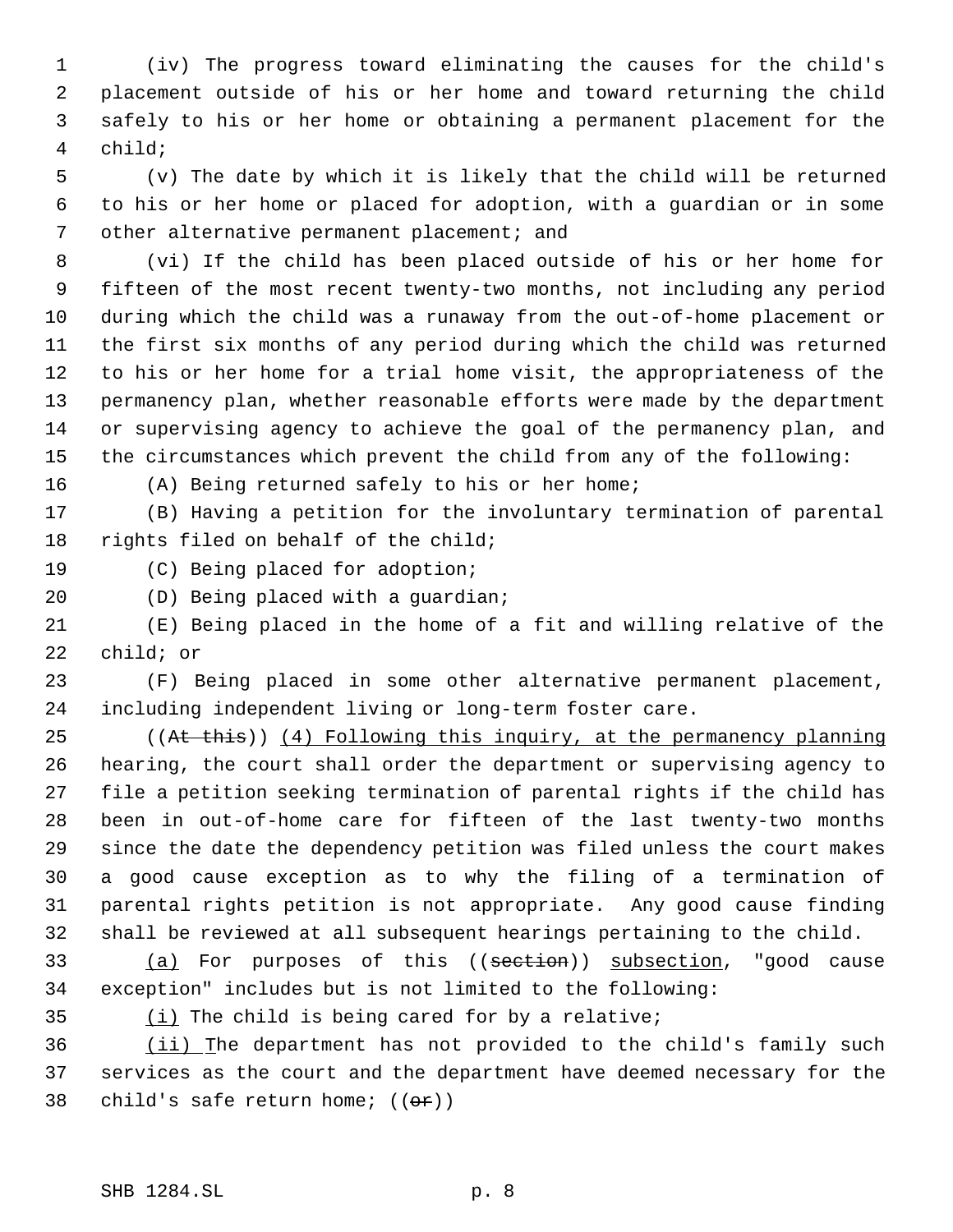(iv) The progress toward eliminating the causes for the child's placement outside of his or her home and toward returning the child safely to his or her home or obtaining a permanent placement for the child;

(v) The date by which it is likely that the child will be returned to his or her home or placed for adoption, with a guardian or in some other alternative permanent placement; and

(vi) If the child has been placed outside of his or her home for fifteen of the most recent twenty-two months, not including any period during which the child was a runaway from the out-of-home placement or the first six months of any period during which the child was returned to his or her home for a trial home visit, the appropriateness of the permanency plan, whether reasonable efforts were made by the department or supervising agency to achieve the goal of the permanency plan, and the circumstances which prevent the child from any of the following:

(A) Being returned safely to his or her home;

(B) Having a petition for the involuntary termination of parental rights filed on behalf of the child;

(C) Being placed for adoption;

(D) Being placed with a guardian;

(E) Being placed in the home of a fit and willing relative of the child; or

(F) Being placed in some other alternative permanent placement, including independent living or long-term foster care.

((~~At this~~)) <u>(4) Following this inquiry, at the permanency planning</u> hearing, the court shall order the department or supervising agency to file a petition seeking termination of parental rights if the child has been in out-of-home care for fifteen of the last twenty-two months since the date the dependency petition was filed unless the court makes a good cause exception as to why the filing of a termination of parental rights petition is not appropriate. Any good cause finding shall be reviewed at all subsequent hearings pertaining to the child.

<u>(a)</u> For purposes of this ((~~section~~)) <u>subsection</u>, "good cause exception" includes but is not limited to the following:

<u>(i)</u> The child is being cared for by a relative;

<u>(ii) T</u>he department has not provided to the child's family such services as the court and the department have deemed necessary for the child's safe return home; ((~~or~~))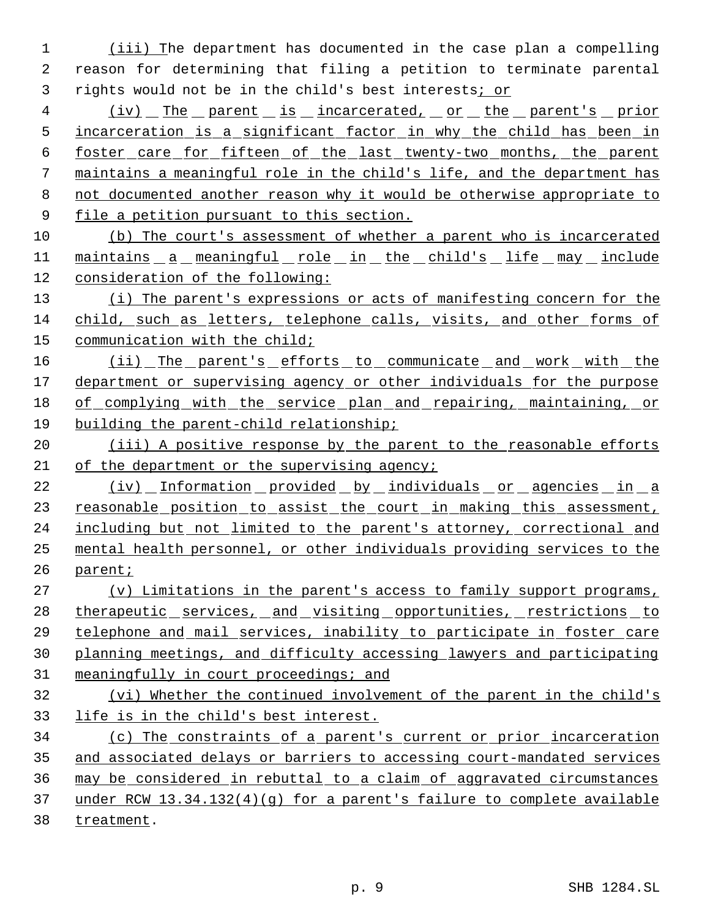(iii) The department has documented in the case plan a compelling reason for determining that filing a petition to terminate parental rights would not be in the child's best interests; or

(iv) The parent is incarcerated, or the parent's prior incarceration is a significant factor in why the child has been in foster care for fifteen of the last twenty-two months, the parent maintains a meaningful role in the child's life, and the department has not documented another reason why it would be otherwise appropriate to file a petition pursuant to this section.

(b) The court's assessment of whether a parent who is incarcerated maintains a meaningful role in the child's life may include consideration of the following:

(i) The parent's expressions or acts of manifesting concern for the child, such as letters, telephone calls, visits, and other forms of communication with the child;

(ii) The parent's efforts to communicate and work with the department or supervising agency or other individuals for the purpose of complying with the service plan and repairing, maintaining, or building the parent-child relationship;

(iii) A positive response by the parent to the reasonable efforts of the department or the supervising agency;

(iv) Information provided by individuals or agencies in a reasonable position to assist the court in making this assessment, including but not limited to the parent's attorney, correctional and mental health personnel, or other individuals providing services to the parent;

(v) Limitations in the parent's access to family support programs, therapeutic services, and visiting opportunities, restrictions to telephone and mail services, inability to participate in foster care planning meetings, and difficulty accessing lawyers and participating meaningfully in court proceedings; and

(vi) Whether the continued involvement of the parent in the child's life is in the child's best interest.

(c) The constraints of a parent's current or prior incarceration and associated delays or barriers to accessing court-mandated services may be considered in rebuttal to a claim of aggravated circumstances under RCW 13.34.132(4)(g) for a parent's failure to complete available treatment.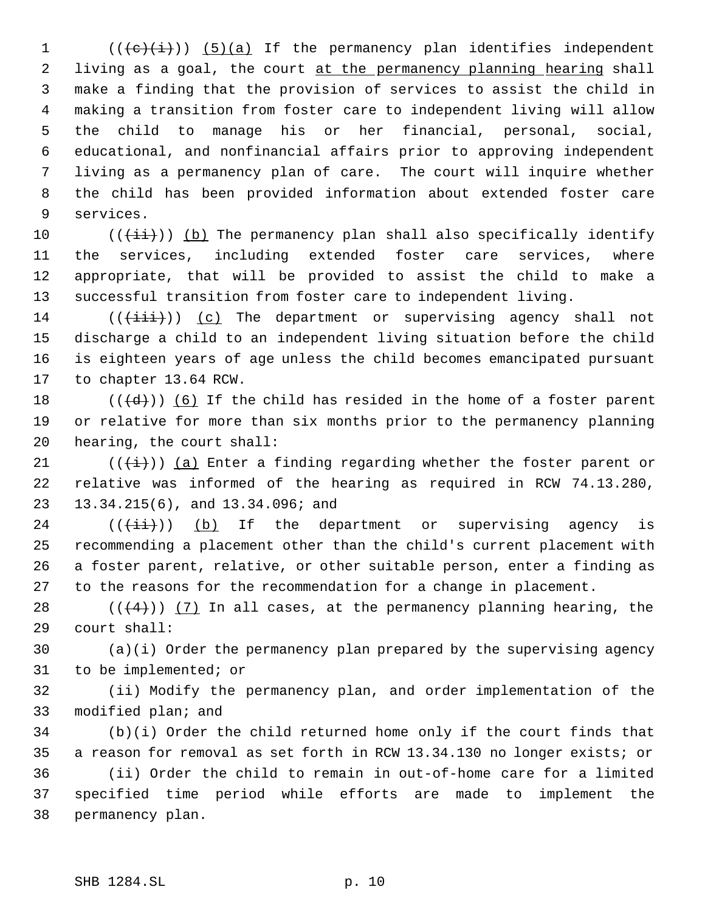(((c)(i))) (5)(a) If the permanency plan identifies independent living as a goal, the court at the permanency planning hearing shall make a finding that the provision of services to assist the child in making a transition from foster care to independent living will allow the child to manage his or her financial, personal, social, educational, and nonfinancial affairs prior to approving independent living as a permanency plan of care. The court will inquire whether the child has been provided information about extended foster care services.

(((ii))) (b) The permanency plan shall also specifically identify the services, including extended foster care services, where appropriate, that will be provided to assist the child to make a successful transition from foster care to independent living.

(((iii))) (c) The department or supervising agency shall not discharge a child to an independent living situation before the child is eighteen years of age unless the child becomes emancipated pursuant to chapter 13.64 RCW.

(((d))) (6) If the child has resided in the home of a foster parent or relative for more than six months prior to the permanency planning hearing, the court shall:

(((i))) (a) Enter a finding regarding whether the foster parent or relative was informed of the hearing as required in RCW 74.13.280, 13.34.215(6), and 13.34.096; and

(((ii))) (b) If the department or supervising agency is recommending a placement other than the child's current placement with a foster parent, relative, or other suitable person, enter a finding as to the reasons for the recommendation for a change in placement.

(((4))) (7) In all cases, at the permanency planning hearing, the court shall:

(a)(i) Order the permanency plan prepared by the supervising agency to be implemented; or

(ii) Modify the permanency plan, and order implementation of the modified plan; and

(b)(i) Order the child returned home only if the court finds that a reason for removal as set forth in RCW 13.34.130 no longer exists; or

(ii) Order the child to remain in out-of-home care for a limited specified time period while efforts are made to implement the permanency plan.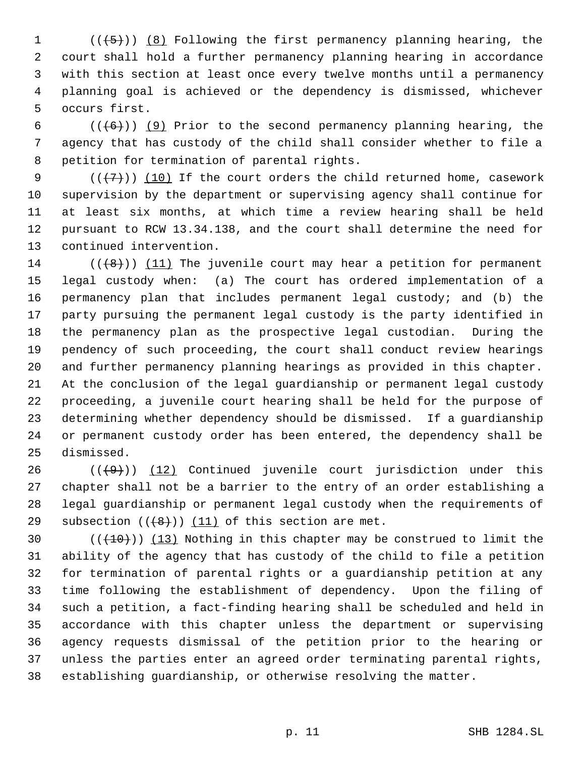(((5))) (8) Following the first permanency planning hearing, the court shall hold a further permanency planning hearing in accordance with this section at least once every twelve months until a permanency planning goal is achieved or the dependency is dismissed, whichever occurs first.

(((6))) (9) Prior to the second permanency planning hearing, the agency that has custody of the child shall consider whether to file a petition for termination of parental rights.

(((7))) (10) If the court orders the child returned home, casework supervision by the department or supervising agency shall continue for at least six months, at which time a review hearing shall be held pursuant to RCW 13.34.138, and the court shall determine the need for continued intervention.

(((8))) (11) The juvenile court may hear a petition for permanent legal custody when: (a) The court has ordered implementation of a permanency plan that includes permanent legal custody; and (b) the party pursuing the permanent legal custody is the party identified in the permanency plan as the prospective legal custodian. During the pendency of such proceeding, the court shall conduct review hearings and further permanency planning hearings as provided in this chapter. At the conclusion of the legal guardianship or permanent legal custody proceeding, a juvenile court hearing shall be held for the purpose of determining whether dependency should be dismissed. If a guardianship or permanent custody order has been entered, the dependency shall be dismissed.

(((9))) (12) Continued juvenile court jurisdiction under this chapter shall not be a barrier to the entry of an order establishing a legal guardianship or permanent legal custody when the requirements of subsection (((8))) (11) of this section are met.

(((10))) (13) Nothing in this chapter may be construed to limit the ability of the agency that has custody of the child to file a petition for termination of parental rights or a guardianship petition at any time following the establishment of dependency. Upon the filing of such a petition, a fact-finding hearing shall be scheduled and held in accordance with this chapter unless the department or supervising agency requests dismissal of the petition prior to the hearing or unless the parties enter an agreed order terminating parental rights, establishing guardianship, or otherwise resolving the matter.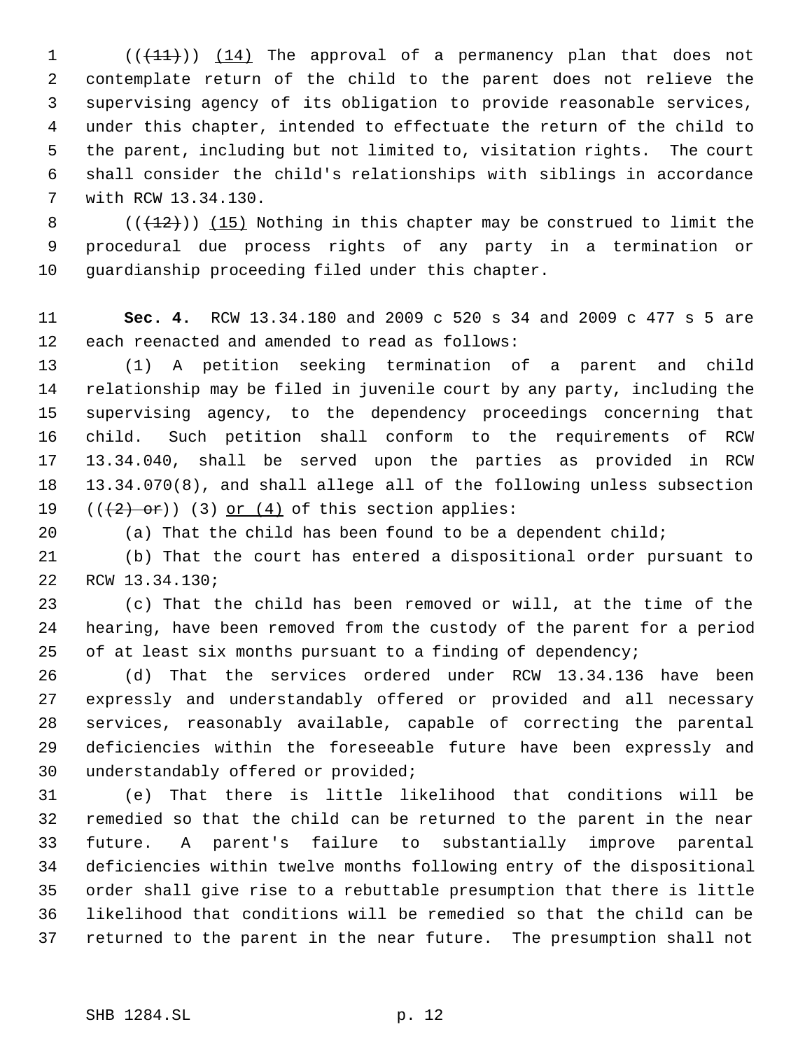(((11))) (14) The approval of a permanency plan that does not contemplate return of the child to the parent does not relieve the supervising agency of its obligation to provide reasonable services, under this chapter, intended to effectuate the return of the child to the parent, including but not limited to, visitation rights. The court shall consider the child's relationships with siblings in accordance with RCW 13.34.130.

(((12))) (15) Nothing in this chapter may be construed to limit the procedural due process rights of any party in a termination or guardianship proceeding filed under this chapter.

**Sec. 4.** RCW 13.34.180 and 2009 c 520 s 34 and 2009 c 477 s 5 are each reenacted and amended to read as follows:

(1) A petition seeking termination of a parent and child relationship may be filed in juvenile court by any party, including the supervising agency, to the dependency proceedings concerning that child. Such petition shall conform to the requirements of RCW 13.34.040, shall be served upon the parties as provided in RCW 13.34.070(8), and shall allege all of the following unless subsection (((2) or)) (3) or (4) of this section applies:

(a) That the child has been found to be a dependent child;

(b) That the court has entered a dispositional order pursuant to RCW 13.34.130;

(c) That the child has been removed or will, at the time of the hearing, have been removed from the custody of the parent for a period of at least six months pursuant to a finding of dependency;

(d) That the services ordered under RCW 13.34.136 have been expressly and understandably offered or provided and all necessary services, reasonably available, capable of correcting the parental deficiencies within the foreseeable future have been expressly and understandably offered or provided;

(e) That there is little likelihood that conditions will be remedied so that the child can be returned to the parent in the near future. A parent's failure to substantially improve parental deficiencies within twelve months following entry of the dispositional order shall give rise to a rebuttable presumption that there is little likelihood that conditions will be remedied so that the child can be returned to the parent in the near future. The presumption shall not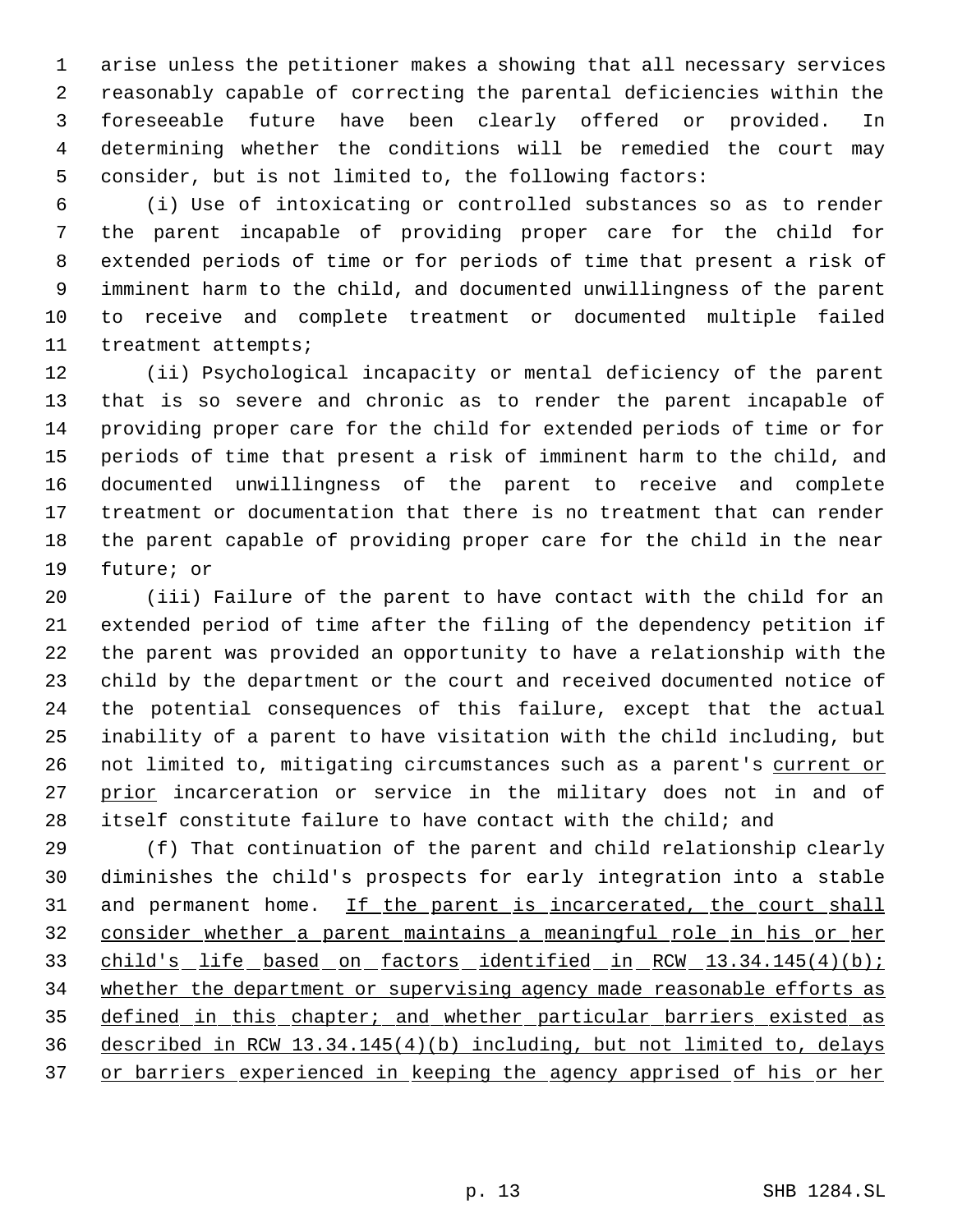arise unless the petitioner makes a showing that all necessary services reasonably capable of correcting the parental deficiencies within the foreseeable future have been clearly offered or provided. In determining whether the conditions will be remedied the court may consider, but is not limited to, the following factors:

(i) Use of intoxicating or controlled substances so as to render the parent incapable of providing proper care for the child for extended periods of time or for periods of time that present a risk of imminent harm to the child, and documented unwillingness of the parent to receive and complete treatment or documented multiple failed treatment attempts;

(ii) Psychological incapacity or mental deficiency of the parent that is so severe and chronic as to render the parent incapable of providing proper care for the child for extended periods of time or for periods of time that present a risk of imminent harm to the child, and documented unwillingness of the parent to receive and complete treatment or documentation that there is no treatment that can render the parent capable of providing proper care for the child in the near future; or

(iii) Failure of the parent to have contact with the child for an extended period of time after the filing of the dependency petition if the parent was provided an opportunity to have a relationship with the child by the department or the court and received documented notice of the potential consequences of this failure, except that the actual inability of a parent to have visitation with the child including, but not limited to, mitigating circumstances such as a parent's <u>current or prior</u> incarceration or service in the military does not in and of itself constitute failure to have contact with the child; and

(f) That continuation of the parent and child relationship clearly diminishes the child's prospects for early integration into a stable and permanent home. <u>If the parent is incarcerated, the court shall consider whether a parent maintains a meaningful role in his or her child's life based on factors identified in RCW 13.34.145(4)(b); whether the department or supervising agency made reasonable efforts as defined in this chapter; and whether particular barriers existed as described in RCW 13.34.145(4)(b) including, but not limited to, delays or barriers experienced in keeping the agency apprised of his or her</u>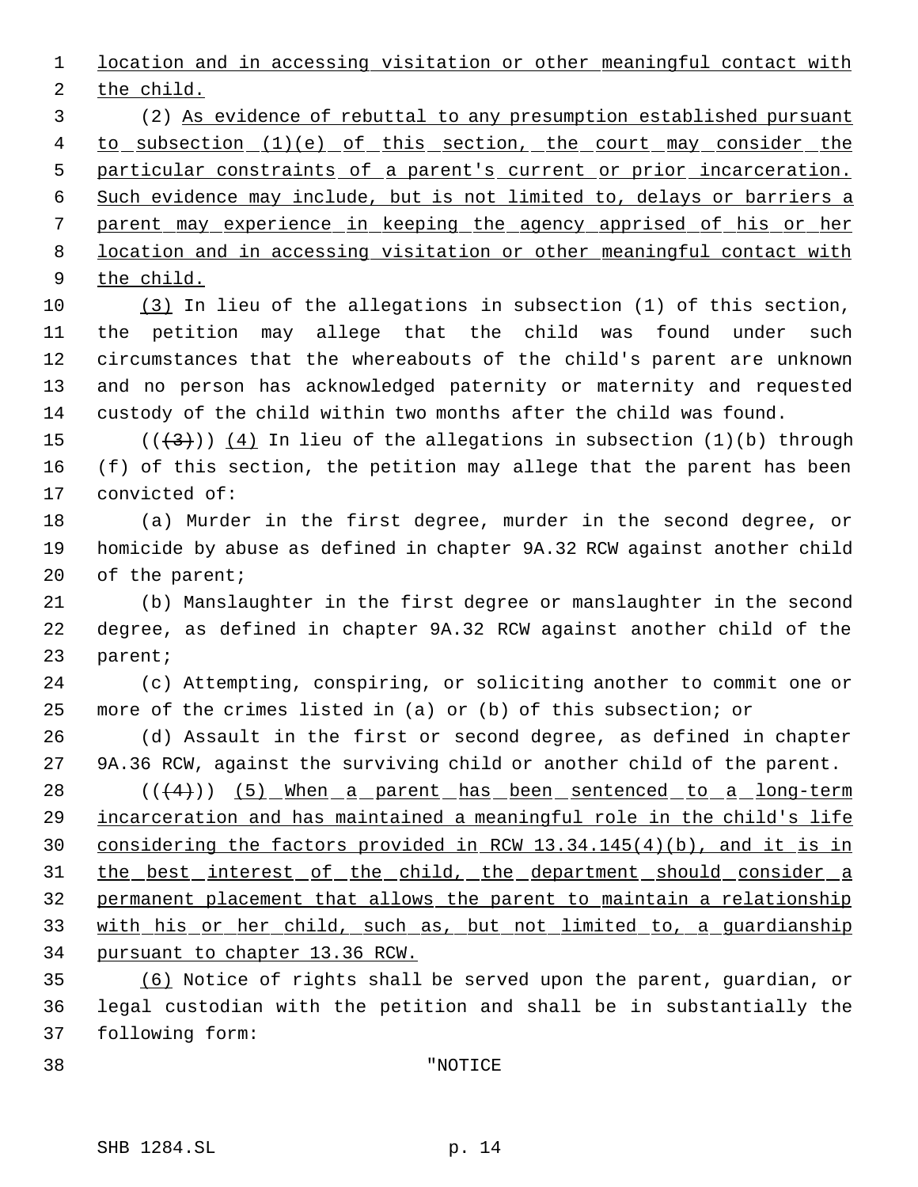location and in accessing visitation or other meaningful contact with the child.

(2) As evidence of rebuttal to any presumption established pursuant to subsection (1)(e) of this section, the court may consider the particular constraints of a parent's current or prior incarceration. Such evidence may include, but is not limited to, delays or barriers a parent may experience in keeping the agency apprised of his or her location and in accessing visitation or other meaningful contact with the child.

(3) In lieu of the allegations in subsection (1) of this section, the petition may allege that the child was found under such circumstances that the whereabouts of the child's parent are unknown and no person has acknowledged paternity or maternity and requested custody of the child within two months after the child was found.

~~((3))~~ (4) In lieu of the allegations in subsection (1)(b) through (f) of this section, the petition may allege that the parent has been convicted of:

(a) Murder in the first degree, murder in the second degree, or homicide by abuse as defined in chapter 9A.32 RCW against another child of the parent;

(b) Manslaughter in the first degree or manslaughter in the second degree, as defined in chapter 9A.32 RCW against another child of the parent;

(c) Attempting, conspiring, or soliciting another to commit one or more of the crimes listed in (a) or (b) of this subsection; or

(d) Assault in the first or second degree, as defined in chapter 9A.36 RCW, against the surviving child or another child of the parent.

~~((4))~~ (5) When a parent has been sentenced to a long-term incarceration and has maintained a meaningful role in the child's life considering the factors provided in RCW 13.34.145(4)(b), and it is in the best interest of the child, the department should consider a permanent placement that allows the parent to maintain a relationship with his or her child, such as, but not limited to, a guardianship pursuant to chapter 13.36 RCW.

(6) Notice of rights shall be served upon the parent, guardian, or legal custodian with the petition and shall be in substantially the following form:

"NOTICE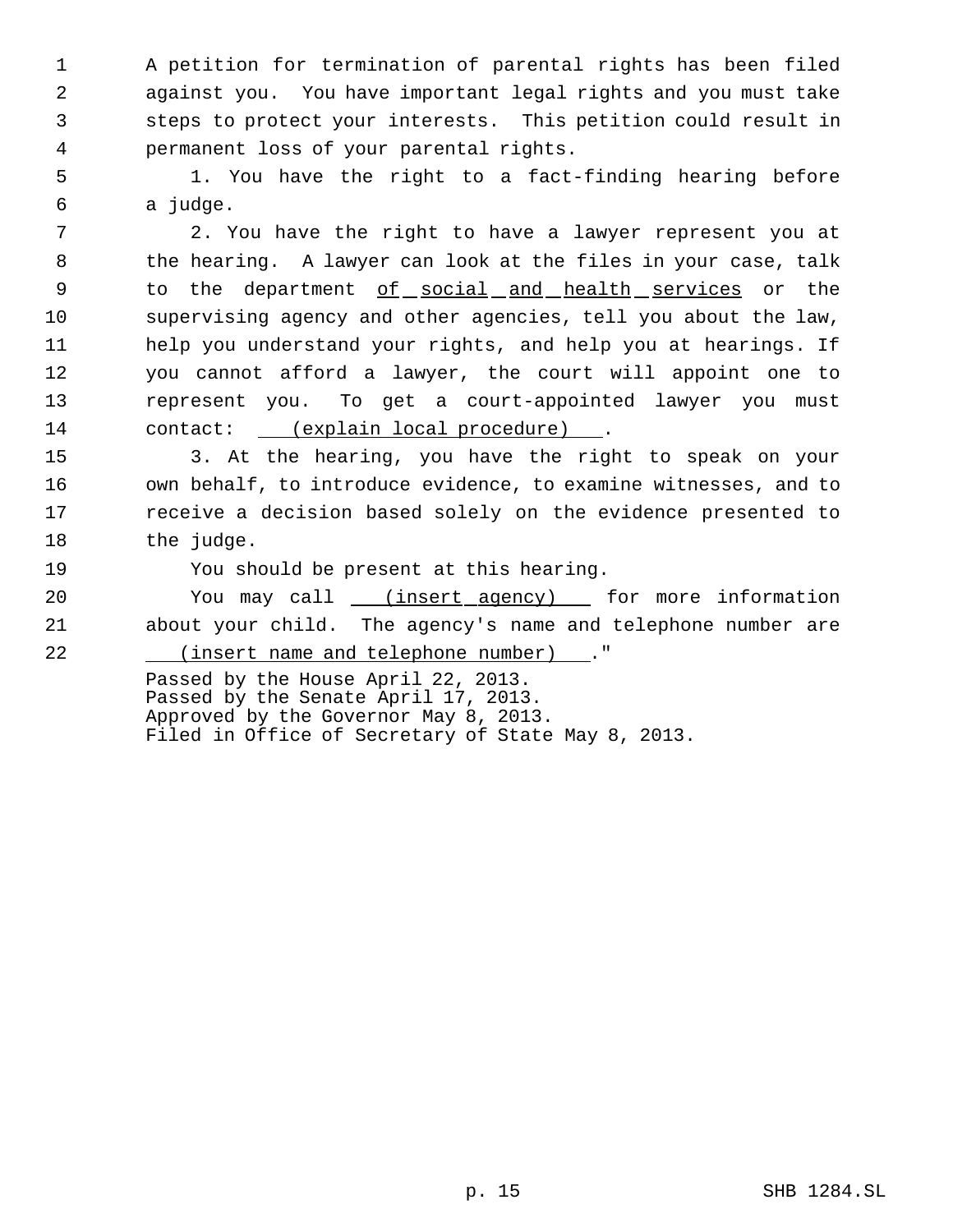A petition for termination of parental rights has been filed against you. You have important legal rights and you must take steps to protect your interests. This petition could result in permanent loss of your parental rights.

1. You have the right to a fact-finding hearing before a judge.

2. You have the right to have a lawyer represent you at the hearing. A lawyer can look at the files in your case, talk to the department of social and health services or the supervising agency and other agencies, tell you about the law, help you understand your rights, and help you at hearings. If you cannot afford a lawyer, the court will appoint one to represent you. To get a court-appointed lawyer you must contact: (explain local procedure) .

3. At the hearing, you have the right to speak on your own behalf, to introduce evidence, to examine witnesses, and to receive a decision based solely on the evidence presented to the judge.

You should be present at this hearing.

You may call (insert agency) for more information about your child. The agency's name and telephone number are (insert name and telephone number) ."

Passed by the House April 22, 2013.
Passed by the Senate April 17, 2013.
Approved by the Governor May 8, 2013.
Filed in Office of Secretary of State May 8, 2013.